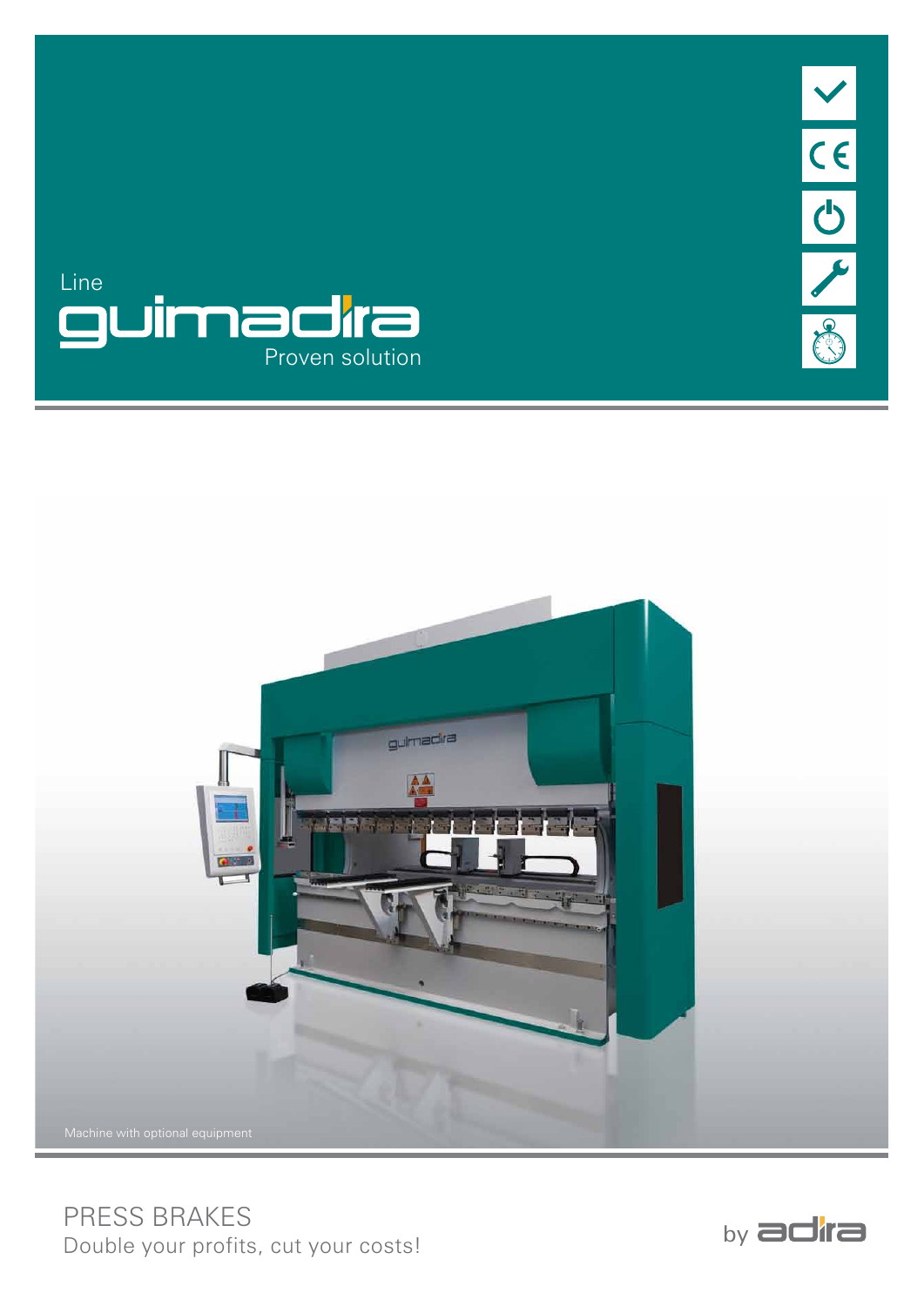Line

# guimadira

Proven solution

Machine with optional equipment

## PRESS BRAKES

Double your profits, cut your costs!

by adira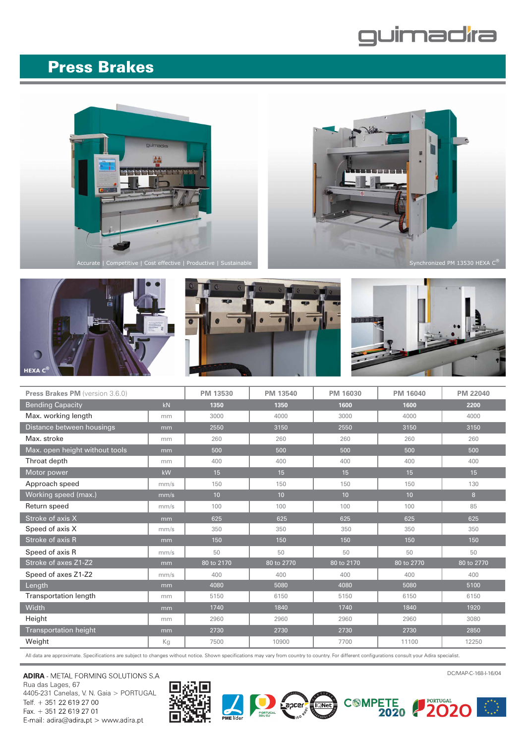# Press Brakes

Accurate | Competitive | Cost effective | Productive | Sustainable

Synchronized PM 13530 HEXA C®

HEXA C®

| Press Brakes PM (version 3.6.0) | | PM 13530 | PM 13540 | PM 16030 | PM 16040 | PM 22040 |
|---|---|---|---|---|---|---|
| Bending Capacity | kN | 1350 | 1350 | 1600 | 1600 | 2200 |
| Max. working length | mm | 3000 | 4000 | 3000 | 4000 | 4000 |
| Distance between housings | mm | 2550 | 3150 | 2550 | 3150 | 3150 |
| Max. stroke | mm | 260 | 260 | 260 | 260 | 260 |
| Max. open height without tools | mm | 500 | 500 | 500 | 500 | 500 |
| Throat depth | mm | 400 | 400 | 400 | 400 | 400 |
| Motor power | kW | 15 | 15 | 15 | 15 | 15 |
| Approach speed | mm/s | 150 | 150 | 150 | 150 | 130 |
| Working speed (max.) | mm/s | 10 | 10 | 10 | 10 | 8 |
| Return speed | mm/s | 100 | 100 | 100 | 100 | 85 |
| Stroke of axis X | mm | 625 | 625 | 625 | 625 | 625 |
| Speed of axis X | mm/s | 350 | 350 | 350 | 350 | 350 |
| Stroke of axis R | mm | 150 | 150 | 150 | 150 | 150 |
| Speed of axis R | mm/s | 50 | 50 | 50 | 50 | 50 |
| Stroke of axes Z1-Z2 | mm | 80 to 2170 | 80 to 2770 | 80 to 2170 | 80 to 2770 | 80 to 2770 |
| Speed of axes Z1-Z2 | mm/s | 400 | 400 | 400 | 400 | 400 |
| Length | mm | 4080 | 5080 | 4080 | 5080 | 5100 |
| Transportation length | mm | 5150 | 6150 | 5150 | 6150 | 6150 |
| Width | mm | 1740 | 1840 | 1740 | 1840 | 1920 |
| Height | mm | 2960 | 2960 | 2960 | 2960 | 3080 |
| Transportation height | mm | 2730 | 2730 | 2730 | 2730 | 2850 |
| Weight | Kg | 7500 | 10900 | 7700 | 11100 | 12250 |

All data are approximate. Specifications are subject to changes without notice. Shown specifications may vary from country to country. For different configurations consult your Adira specialist.

**ADIRA** - METAL FORMING SOLUTIONS S.A
Rua das Lages, 67
4405-231 Canelas, V. N. Gaia > PORTUGAL
Telf. + 351 22 619 27 00
Fax. + 351 22 619 27 01
E-mail: adira@adira.pt > www.adira.pt

DC/MAP-C-168-I-16/04